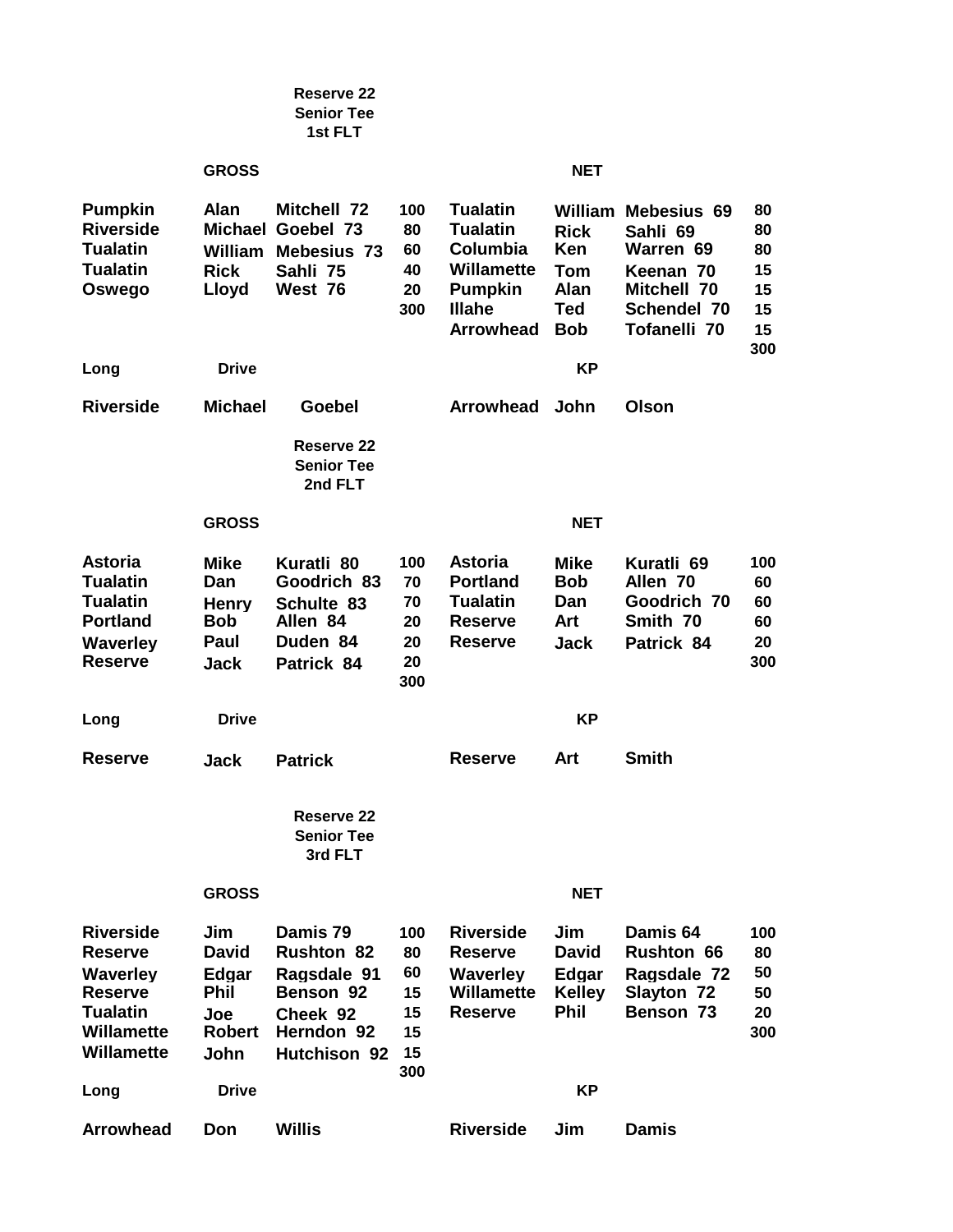**Reserve 22**
**Senior Tee**
**1st FLT**

| GROSS | | | | NET | | | |
|---|---|---|---|---|---|---|---|
| Pumpkin | Alan | Mitchell 72 | 100 | Tualatin | William | Mebesius 69 | 80 |
| Riverside | Michael | Goebel 73 | 80 | Tualatin | Rick | Sahli 69 | 80 |
| Tualatin | William | Mebesius 73 | 60 | Columbia | Ken | Warren 69 | 80 |
| Tualatin | Rick | Sahli 75 | 40 | Willamette | Tom | Keenan 70 | 15 |
| Oswego | Lloyd | West 76 | 20 | Pumpkin | Alan | Mitchell 70 | 15 |
| | | | 300 | Illahe | Ted | Schendel 70 | 15 |
| | | | | Arrowhead | Bob | Tofanelli 70 | 15 |
| | | | | | | | 300 |

| Long Drive | | | KP | | |
|---|---|---|---|---|---|
| Riverside | Michael | Goebel | Arrowhead | John | Olson |

**Reserve 22**
**Senior Tee**
**2nd FLT**

| GROSS | | | | NET | | | |
|---|---|---|---|---|---|---|---|
| Astoria | Mike | Kuratli 80 | 100 | Astoria | Mike | Kuratli 69 | 100 |
| Tualatin | Dan | Goodrich 83 | 70 | Portland | Bob | Allen 70 | 60 |
| Tualatin | Henry | Schulte 83 | 70 | Tualatin | Dan | Goodrich 70 | 60 |
| Portland | Bob | Allen 84 | 20 | Reserve | Art | Smith 70 | 60 |
| Waverley | Paul | Duden 84 | 20 | Reserve | Jack | Patrick 84 | 20 |
| Reserve | Jack | Patrick 84 | 20 | | | | 300 |
| | | | 300 | | | | |

| Long Drive | | | KP | | |
|---|---|---|---|---|---|
| Reserve | Jack | Patrick | Reserve | Art | Smith |

**Reserve 22**
**Senior Tee**
**3rd FLT**

| GROSS | | | | NET | | | |
|---|---|---|---|---|---|---|---|
| Riverside | Jim | Damis 79 | 100 | Riverside | Jim | Damis 64 | 100 |
| Reserve | David | Rushton 82 | 80 | Reserve | David | Rushton 66 | 80 |
| Waverley | Edgar | Ragsdale 91 | 60 | Waverley | Edgar | Ragsdale 72 | 50 |
| Reserve | Phil | Benson 92 | 15 | Willamette | Kelley | Slayton 72 | 50 |
| Tualatin | Joe | Cheek 92 | 15 | Reserve | Phil | Benson 73 | 20 |
| Willamette | Robert | Herndon 92 | 15 | | | | 300 |
| Willamette | John | Hutchison 92 | 15 | | | | |
| | | | 300 | | | | |

| Long Drive | | | KP | | |
|---|---|---|---|---|---|
| Arrowhead | Don | Willis | Riverside | Jim | Damis |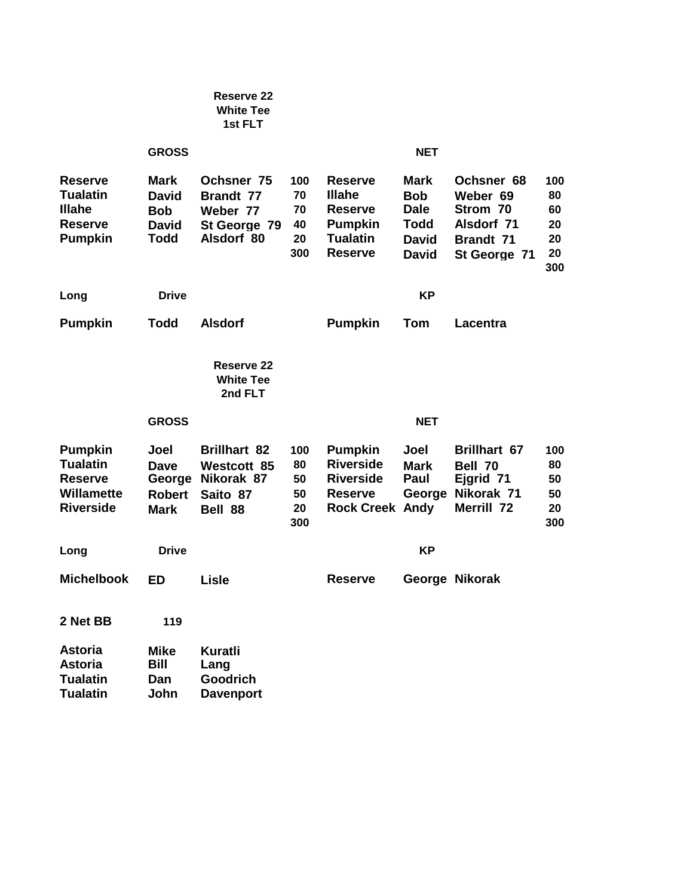**Reserve 22**
**White Tee**
**1st FLT**

| | GROSS | | | | NET | | |
|---|---|---|---|---|---|---|---|
| Reserve | Mark | Ochsner 75 | 100 | Reserve | Mark | Ochsner 68 | 100 |
| Tualatin | David | Brandt 77 | 70 | Illahe | Bob | Weber 69 | 80 |
| Illahe | Bob | Weber 77 | 70 | Reserve | Dale | Strom 70 | 60 |
| Reserve | David | St George 79 | 40 | Pumpkin | Todd | Alsdorf 71 | 20 |
| Pumpkin | Todd | Alsdorf 80 | 20 | Tualatin | David | Brandt 71 | 20 |
| | | | 300 | Reserve | David | St George 71 | 20 |
| | | | | | | | 300 |

| Long | Drive | | KP | | |
|---|---|---|---|---|---|
| Pumpkin | Todd | Alsdorf | Pumpkin | Tom | Lacentra |

**Reserve 22**
**White Tee**
**2nd FLT**

| | GROSS | | | | NET | | |
|---|---|---|---|---|---|---|---|
| Pumpkin | Joel | Brillhart 82 | 100 | Pumpkin | Joel | Brillhart 67 | 100 |
| Tualatin | Dave | Westcott 85 | 80 | Riverside | Mark | Bell 70 | 80 |
| Reserve | George | Nikorak 87 | 50 | Riverside | Paul | Ejgrid 71 | 50 |
| Willamette | Robert | Saito 87 | 50 | Reserve | George | Nikorak 71 | 50 |
| Riverside | Mark | Bell 88 | 20 | Rock Creek | Andy | Merrill 72 | 20 |
| | | | 300 | | | | 300 |

| Long | Drive | | KP | | |
|---|---|---|---|---|---|
| Michelbook | ED | Lisle | Reserve | George | Nikorak |

| 2 Net BB | 119 | |
|---|---|---|
| Astoria | Mike | Kuratli |
| Astoria | Bill | Lang |
| Tualatin | Dan | Goodrich |
| Tualatin | John | Davenport |